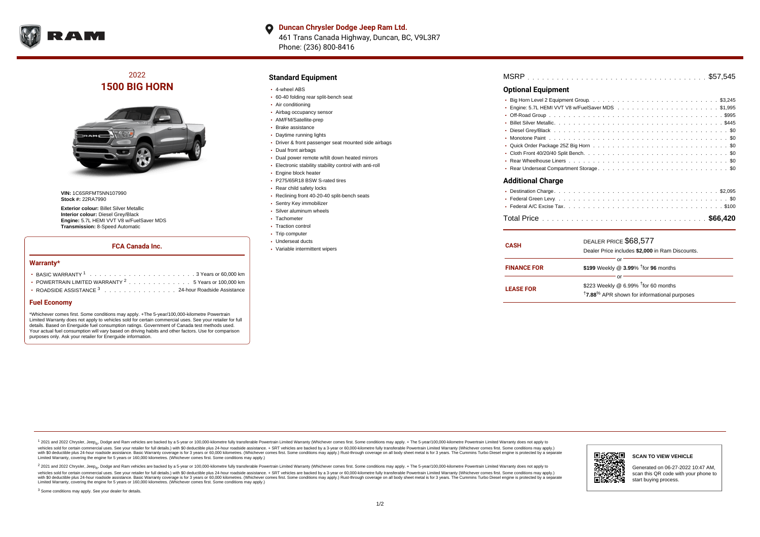**Duncan Chrysler Dodge Jeep Ram Ltd.**
461 Trans Canada Highway, Duncan, BC, V9L3R7
Phone: (236) 800-8416

## 2022
# 1500 BIG HORN

**VIN:** 1C6SRFMT5NN107990
**Stock #:** 22RA7990

**Exterior colour:** Billet Silver Metallic
**Interior colour:** Diesel Grey/Black
**Engine:** 5.7L HEMI VVT V8 w/FuelSaver MDS
**Transmission:** 8-Speed Automatic

### FCA Canada Inc.

#### Warranty*

- BASIC WARRANTY [1] . . . . . . . . . . 3 Years or 60,000 km
- POWERTRAIN LIMITED WARRANTY [2] . . . . . . . . . . 5 Years or 100,000 km
- ROADSIDE ASSISTANCE [3] . . . . . . . . . . 24-hour Roadside Assistance

#### Fuel Economy

*Whichever comes first. Some conditions may apply. +The 5-year/100,000-kilometre Powertrain Limited Warranty does not apply to vehicles sold for certain commercial uses. See your retailer for full details. Based on Energuide fuel consumption ratings. Government of Canada test methods used. Your actual fuel consumption will vary based on driving habits and other factors. Use for comparison purposes only. Ask your retailer for Energuide information.

### Standard Equipment

- 4-wheel ABS
- 60-40 folding rear split-bench seat
- Air conditioning
- Airbag occupancy sensor
- AM/FM/Satellite-prep
- Brake assistance
- Daytime running lights
- Driver & front passenger seat mounted side airbags
- Dual front airbags
- Dual power remote w/tilt down heated mirrors
- Electronic stability stability control with anti-roll
- Engine block heater
- P275/65R18 BSW S-rated tires
- Rear child safety locks
- Reclining front 40-20-40 split-bench seats
- Sentry Key immobilizer
- Silver aluminum wheels
- Tachometer
- Traction control
- Trip computer
- Underseat ducts
- Variable intermittent wipers

MSRP . . . . . . . . . . $57,545

### Optional Equipment

- Big Horn Level 2 Equipment Group . . . . . . . . . . $3,245
- Engine: 5.7L HEMI VVT V8 w/FuelSaver MDS . . . . . . . . . . $1,995
- Off-Road Group . . . . . . . . . . $995
- Billet Silver Metallic . . . . . . . . . . $445
- Diesel Grey/Black . . . . . . . . . . $0
- Monotone Paint . . . . . . . . . . $0
- Quick Order Package 25Z Big Horn . . . . . . . . . . $0
- Cloth Front 40/20/40 Split Bench . . . . . . . . . . $0
- Rear Wheelhouse Liners . . . . . . . . . . $0
- Rear Underseat Compartment Storage . . . . . . . . . . $0

### Additional Charge

- Destination Charge . . . . . . . . . . $2,095
- Federal Green Levy . . . . . . . . . . $0
- Federal A/C Excise Tax . . . . . . . . . . $100

Total Price . . . . . . . . . . **$66,420**

| | |
|---|---|
| **CASH** | DEALER PRICE $68,577<br>Dealer Price includes **$2,000** in Ram Discounts. |
| | or |
| **FINANCE FOR** | **$199** Weekly @ **3.99**% †for **96** months |
| | or |
| **LEASE FOR** | $223 Weekly @ 6.99% †for 60 months<br>†**7.88**% APR shown for informational purposes |

[1] 2021 and 2022 Chrysler, Jeep®, Dodge and Ram vehicles are backed by a 5-year or 100,000-kilometre fully transferable Powertrain Limited Warranty (Whichever comes first. Some conditions may apply. + The 5-year/100,000-kilometre Powertrain Limited Warranty does not apply to vehicles sold for certain commercial uses. See your retailer for full details.) with $0 deductible plus 24-hour roadside assistance. + SRT vehicles are backed by a 3-year or 60,000-kilometre fully transferable Powertrain Limited Warranty (Whichever comes first. Some conditions may apply.) with $0 deductible plus 24-hour roadside assistance. Basic Warranty coverage is for 3 years or 60,000 kilometres. (Whichever comes first. Some conditions may apply.) Rust-through coverage on all body sheet metal is for 3 years. The Cummins Turbo Diesel engine is protected by a separate Limited Warranty, covering the engine for 5 years or 160,000 kilometres. (Whichever comes first. Some conditions may apply.)

[2] 2021 and 2022 Chrysler, Jeep®, Dodge and Ram vehicles are backed by a 5-year or 100,000-kilometre fully transferable Powertrain Limited Warranty (Whichever comes first. Some conditions may apply. + The 5-year/100,000-kilometre Powertrain Limited Warranty does not apply to vehicles sold for certain commercial uses. See your retailer for full details.) with $0 deductible plus 24-hour roadside assistance. + SRT vehicles are backed by a 3-year or 60,000-kilometre fully transferable Powertrain Limited Warranty (Whichever comes first. Some conditions may apply.) with $0 deductible plus 24-hour roadside assistance. Basic Warranty coverage is for 3 years or 60,000 kilometres. (Whichever comes first. Some conditions may apply.) Rust-through coverage on all body sheet metal is for 3 years. The Cummins Turbo Diesel engine is protected by a separate Limited Warranty, covering the engine for 5 years or 160,000 kilometres. (Whichever comes first. Some conditions may apply.)

[3] Some conditions may apply. See your dealer for details.

**SCAN TO VIEW VEHICLE**

Generated on 06-27-2022 10:47 AM, scan this QR code with your phone to start buying process.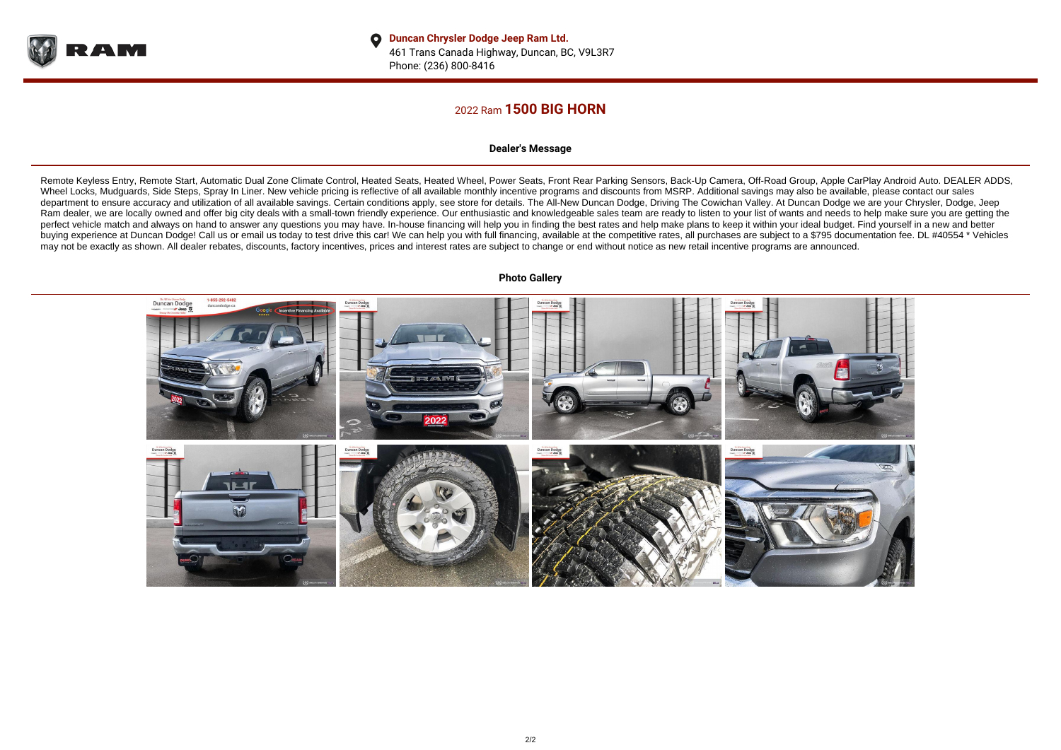**Duncan Chrysler Dodge Jeep Ram Ltd.**
461 Trans Canada Highway, Duncan, BC, V9L3R7
Phone: (236) 800-8416

# 2022 Ram **1500 BIG HORN**

## Dealer's Message

Remote Keyless Entry, Remote Start, Automatic Dual Zone Climate Control, Heated Seats, Heated Wheel, Power Seats, Front Rear Parking Sensors, Back-Up Camera, Off-Road Group, Apple CarPlay Android Auto. DEALER ADDS, Wheel Locks, Mudguards, Side Steps, Spray In Liner. New vehicle pricing is reflective of all available monthly incentive programs and discounts from MSRP. Additional savings may also be available, please contact our sales department to ensure accuracy and utilization of all available savings. Certain conditions apply, see store for details. The All-New Duncan Dodge, Driving The Cowichan Valley. At Duncan Dodge we are your Chrysler, Dodge, Jeep Ram dealer, we are locally owned and offer big city deals with a small-town friendly experience. Our enthusiastic and knowledgeable sales team are ready to listen to your list of wants and needs to help make sure you are getting the perfect vehicle match and always on hand to answer any questions you may have. In-house financing will help you in finding the best rates and help make plans to keep it within your ideal budget. Find yourself in a new and better buying experience at Duncan Dodge! Call us or email us today to test drive this car! We can help you with full financing, available at the competitive rates, all purchases are subject to a $795 documentation fee. DL #40554 * Vehicles may not be exactly as shown. All dealer rebates, discounts, factory incentives, prices and interest rates are subject to change or end without notice as new retail incentive programs are announced.

## Photo Gallery